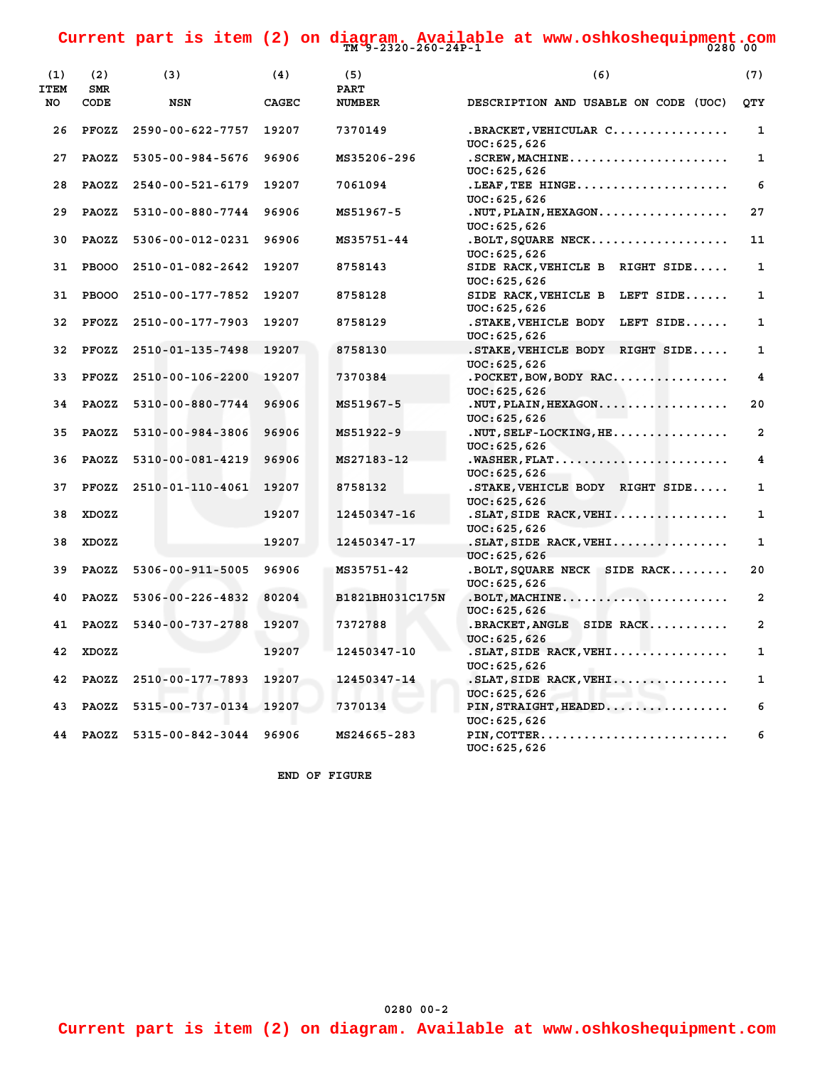Current part is item (2) on diagram. Available at www.oshkoshequipment.com

| (1) ITEM NO | (2) SMR CODE | (3) NSN | (4) CAGEC | (5) PART NUMBER | (6) DESCRIPTION AND USABLE ON CODE (UOC) | (7) QTY |
|---|---|---|---|---|---|---|
| 26 | PFOZZ | 2590-00-622-7757 | 19207 | 7370149 | .BRACKET,VEHICULAR C................ UOC:625,626 | 1 |
| 27 | PAOZZ | 5305-00-984-5676 | 96906 | MS35206-296 | .SCREW,MACHINE...................... UOC:625,626 | 1 |
| 28 | PAOZZ | 2540-00-521-6179 | 19207 | 7061094 | .LEAF,TEE HINGE..................... UOC:625,626 | 6 |
| 29 | PAOZZ | 5310-00-880-7744 | 96906 | MS51967-5 | .NUT,PLAIN,HEXAGON.................. UOC:625,626 | 27 |
| 30 | PAOZZ | 5306-00-012-0231 | 96906 | MS35751-44 | .BOLT,SQUARE NECK................... UOC:625,626 | 11 |
| 31 | PBOOO | 2510-01-082-2642 | 19207 | 8758143 | SIDE RACK,VEHICLE B RIGHT SIDE..... UOC:625,626 | 1 |
| 31 | PBOOO | 2510-00-177-7852 | 19207 | 8758128 | SIDE RACK,VEHICLE B LEFT SIDE...... UOC:625,626 | 1 |
| 32 | PFOZZ | 2510-00-177-7903 | 19207 | 8758129 | .STAKE,VEHICLE BODY LEFT SIDE...... UOC:625,626 | 1 |
| 32 | PFOZZ | 2510-01-135-7498 | 19207 | 8758130 | .STAKE,VEHICLE BODY RIGHT SIDE..... UOC:625,626 | 1 |
| 33 | PFOZZ | 2510-00-106-2200 | 19207 | 7370384 | .POCKET,BOW,BODY RAC................ UOC:625,626 | 4 |
| 34 | PAOZZ | 5310-00-880-7744 | 96906 | MS51967-5 | .NUT,PLAIN,HEXAGON.................. UOC:625,626 | 20 |
| 35 | PAOZZ | 5310-00-984-3806 | 96906 | MS51922-9 | .NUT,SELF-LOCKING,HE................ UOC:625,626 | 2 |
| 36 | PAOZZ | 5310-00-081-4219 | 96906 | MS27183-12 | .WASHER,FLAT........................ UOC:625,626 | 4 |
| 37 | PFOZZ | 2510-01-110-4061 | 19207 | 8758132 | .STAKE,VEHICLE BODY RIGHT SIDE..... UOC:625,626 | 1 |
| 38 | XDOZZ | | 19207 | 12450347-16 | .SLAT,SIDE RACK,VEHI................ UOC:625,626 | 1 |
| 38 | XDOZZ | | 19207 | 12450347-17 | .SLAT,SIDE RACK,VEHI................ UOC:625,626 | 1 |
| 39 | PAOZZ | 5306-00-911-5005 | 96906 | MS35751-42 | .BOLT,SQUARE NECK SIDE RACK........ UOC:625,626 | 20 |
| 40 | PAOZZ | 5306-00-226-4832 | 80204 | B1821BH031C175N | .BOLT,MACHINE....................... UOC:625,626 | 2 |
| 41 | PAOZZ | 5340-00-737-2788 | 19207 | 7372788 | .BRACKET,ANGLE SIDE RACK........... UOC:625,626 | 2 |
| 42 | XDOZZ | | 19207 | 12450347-10 | .SLAT,SIDE RACK,VEHI................ UOC:625,626 | 1 |
| 42 | PAOZZ | 2510-00-177-7893 | 19207 | 12450347-14 | .SLAT,SIDE RACK,VEHI................ UOC:625,626 | 1 |
| 43 | PAOZZ | 5315-00-737-0134 | 19207 | 7370134 | PIN,STRAIGHT,HEADED................. UOC:625,626 | 6 |
| 44 | PAOZZ | 5315-00-842-3044 | 96906 | MS24665-283 | PIN,COTTER.......................... UOC:625,626 | 6 |

END OF FIGURE

Current part is item (2) on diagram. Available at www.oshkoshequipment.com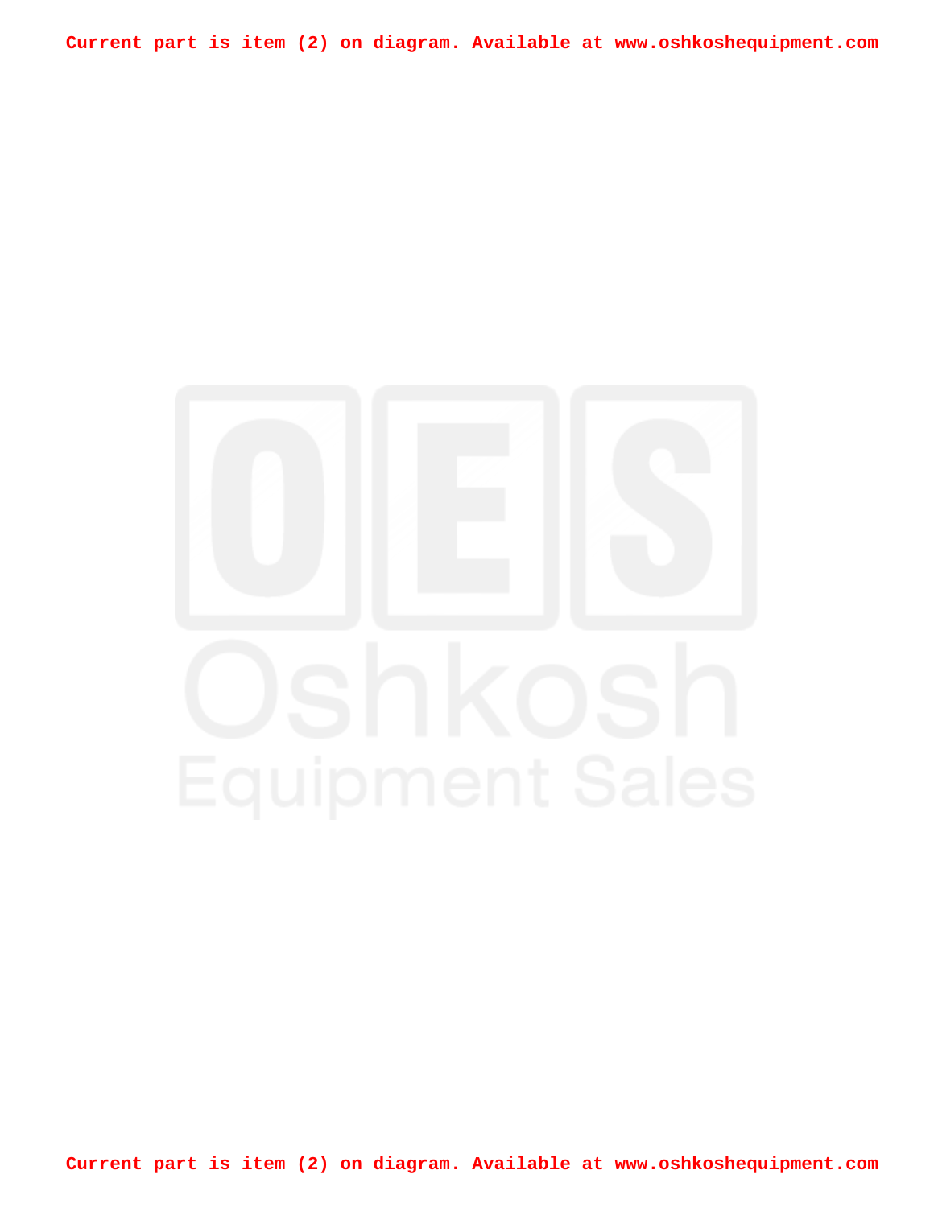Current part is item (2) on diagram. Available at www.oshkoshequipment.com